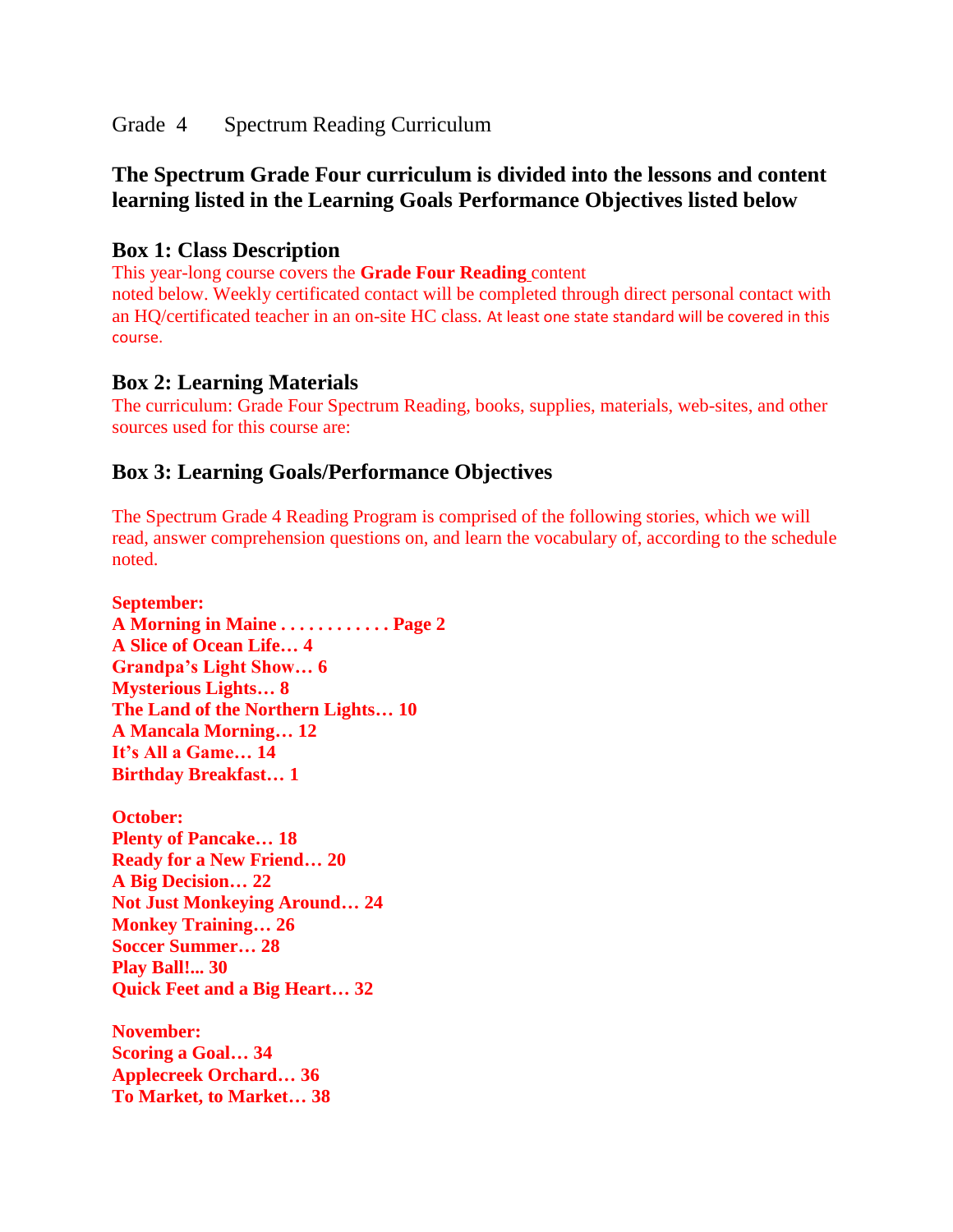Grade 4 Spectrum Reading Curriculum

## The Spectrum Grade Four curriculum is divided into the lessons and content learning listed in the Learning Goals Performance Objectives listed below

### Box 1: Class Description

This year-long course covers the **Grade Four Reading** content noted below. Weekly certificated contact will be completed through direct personal contact with an HQ/certificated teacher in an on-site HC class. At least one state standard will be covered in this course.

### Box 2: Learning Materials

The curriculum: Grade Four Spectrum Reading, books, supplies, materials, web-sites, and other sources used for this course are:

### Box 3: Learning Goals/Performance Objectives

The Spectrum Grade 4 Reading Program is comprised of the following stories, which we will read, answer comprehension questions on, and learn the vocabulary of, according to the schedule noted.

**September:**
**A Morning in Maine . . . . . . . . . . . . Page 2**
**A Slice of Ocean Life… 4**
**Grandpa's Light Show… 6**
**Mysterious Lights… 8**
**The Land of the Northern Lights… 10**
**A Mancala Morning… 12**
**It's All a Game… 14**
**Birthday Breakfast… 1**

**October:**
**Plenty of Pancake… 18**
**Ready for a New Friend… 20**
**A Big Decision… 22**
**Not Just Monkeying Around… 24**
**Monkey Training… 26**
**Soccer Summer… 28**
**Play Ball!... 30**
**Quick Feet and a Big Heart… 32**

**November:**
**Scoring a Goal… 34**
**Applecreek Orchard… 36**
**To Market, to Market… 38**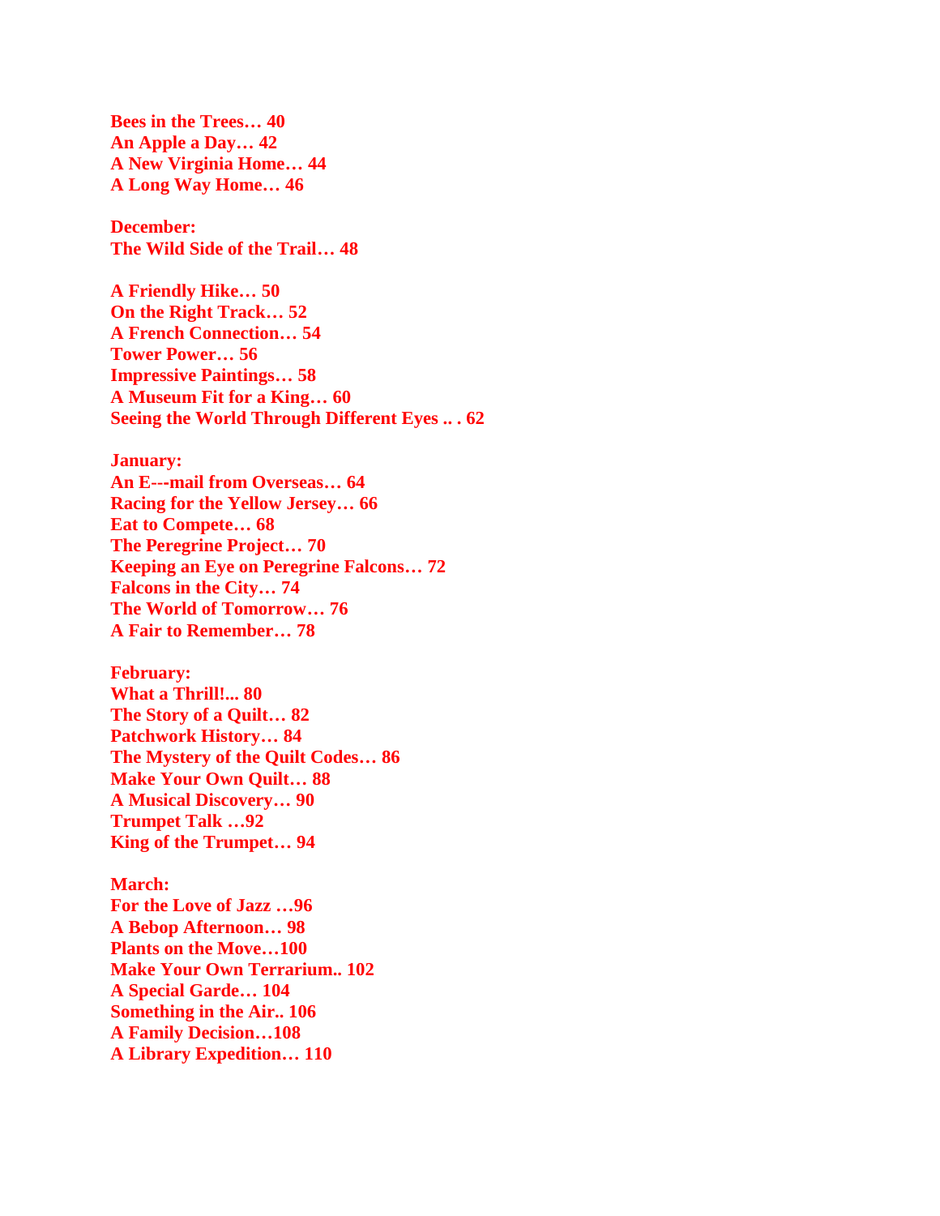**Bees in the Trees… 40**
**An Apple a Day… 42**
**A New Virginia Home… 44**
**A Long Way Home… 46**

**December:**
**The Wild Side of the Trail… 48**

**A Friendly Hike… 50**
**On the Right Track… 52**
**A French Connection… 54**
**Tower Power… 56**
**Impressive Paintings… 58**
**A Museum Fit for a King… 60**
**Seeing the World Through Different Eyes .. . 62**

**January:**
**An E---mail from Overseas… 64**
**Racing for the Yellow Jersey… 66**
**Eat to Compete… 68**
**The Peregrine Project… 70**
**Keeping an Eye on Peregrine Falcons… 72**
**Falcons in the City… 74**
**The World of Tomorrow… 76**
**A Fair to Remember… 78**

**February:**
**What a Thrill!... 80**
**The Story of a Quilt… 82**
**Patchwork History… 84**
**The Mystery of the Quilt Codes… 86**
**Make Your Own Quilt… 88**
**A Musical Discovery… 90**
**Trumpet Talk …92**
**King of the Trumpet… 94**

**March:**
**For the Love of Jazz …96**
**A Bebop Afternoon… 98**
**Plants on the Move…100**
**Make Your Own Terrarium.. 102**
**A Special Garde… 104**
**Something in the Air.. 106**
**A Family Decision…108**
**A Library Expedition… 110**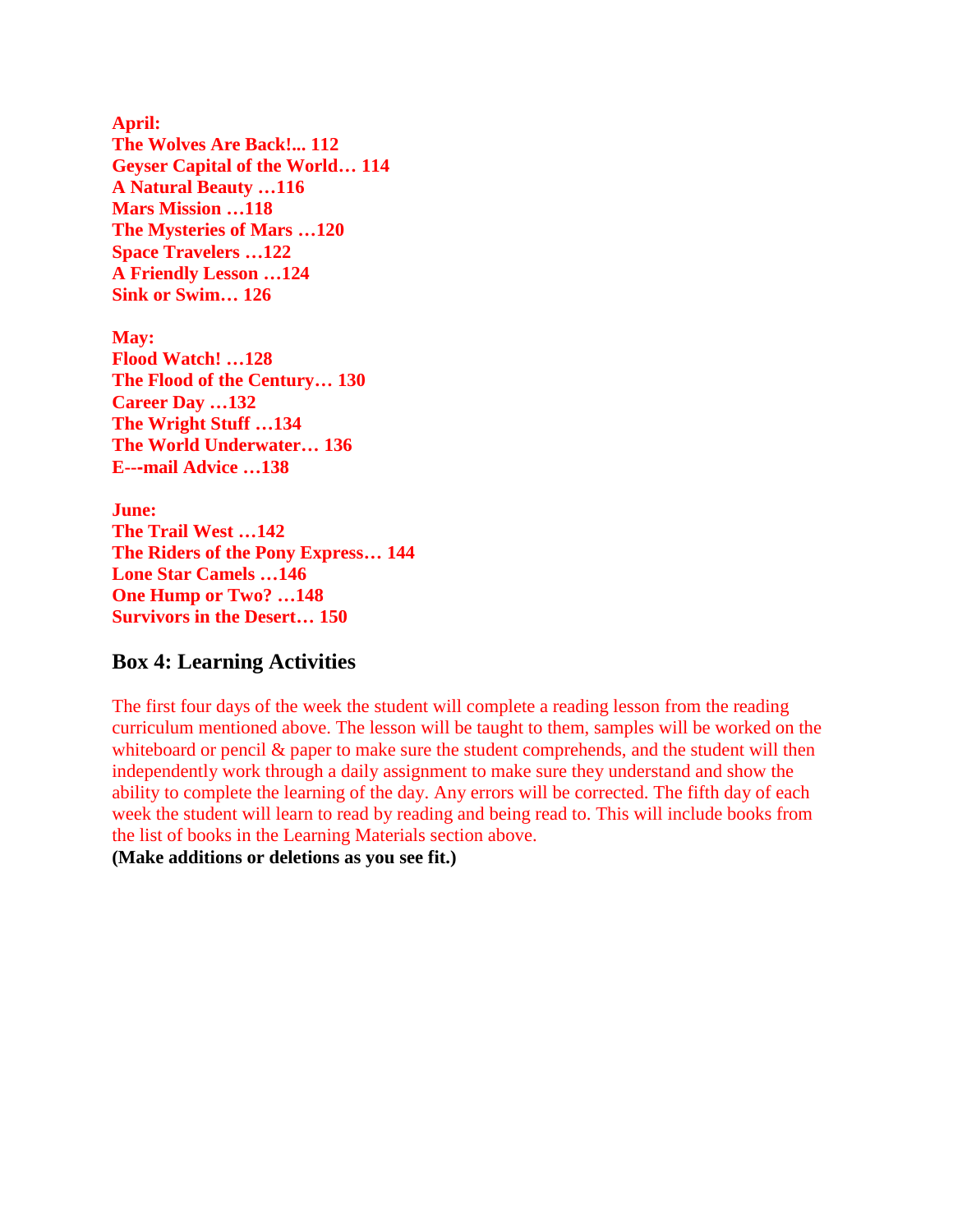**April:**
**The Wolves Are Back!... 112**
**Geyser Capital of the World… 114**
**A Natural Beauty …116**
**Mars Mission …118**
**The Mysteries of Mars …120**
**Space Travelers …122**
**A Friendly Lesson …124**
**Sink or Swim… 126**

**May:**
**Flood Watch! …128**
**The Flood of the Century… 130**
**Career Day …132**
**The Wright Stuff …134**
**The World Underwater… 136**
**E---mail Advice …138**

**June:**
**The Trail West …142**
**The Riders of the Pony Express… 144**
**Lone Star Camels …146**
**One Hump or Two? …148**
**Survivors in the Desert… 150**

## Box 4: Learning Activities

The first four days of the week the student will complete a reading lesson from the reading curriculum mentioned above. The lesson will be taught to them, samples will be worked on the whiteboard or pencil & paper to make sure the student comprehends, and the student will then independently work through a daily assignment to make sure they understand and show the ability to complete the learning of the day. Any errors will be corrected. The fifth day of each week the student will learn to read by reading and being read to. This will include books from the list of books in the Learning Materials section above.
**(Make additions or deletions as you see fit.)**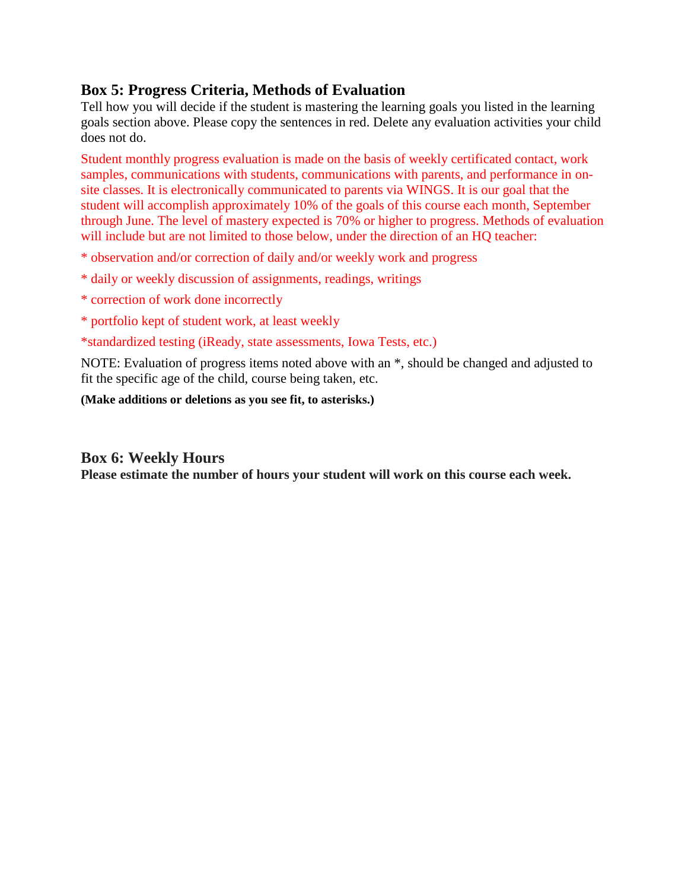## Box 5: Progress Criteria, Methods of Evaluation

Tell how you will decide if the student is mastering the learning goals you listed in the learning goals section above. Please copy the sentences in red. Delete any evaluation activities your child does not do.

Student monthly progress evaluation is made on the basis of weekly certificated contact, work samples, communications with students, communications with parents, and performance in on-site classes. It is electronically communicated to parents via WINGS. It is our goal that the student will accomplish approximately 10% of the goals of this course each month, September through June. The level of mastery expected is 70% or higher to progress. Methods of evaluation will include but are not limited to those below, under the direction of an HQ teacher:

* observation and/or correction of daily and/or weekly work and progress

* daily or weekly discussion of assignments, readings, writings

* correction of work done incorrectly

* portfolio kept of student work, at least weekly

*standardized testing (iReady, state assessments, Iowa Tests, etc.)

NOTE: Evaluation of progress items noted above with an *, should be changed and adjusted to fit the specific age of the child, course being taken, etc.

**(Make additions or deletions as you see fit, to asterisks.)**

## Box 6: Weekly Hours

**Please estimate the number of hours your student will work on this course each week.**